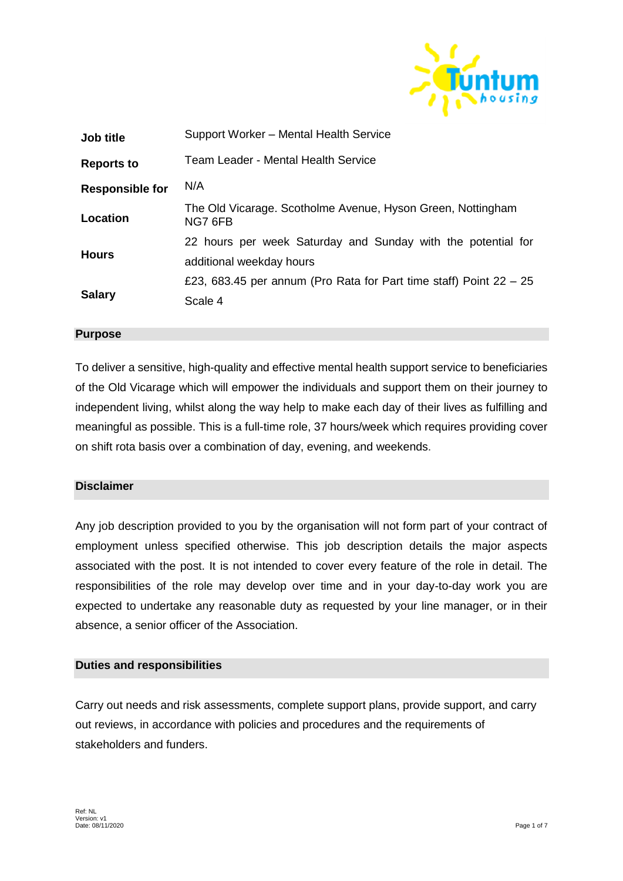| | |
|---|---|
| **Job title** | Support Worker – Mental Health Service |
| **Reports to** | Team Leader - Mental Health Service |
| **Responsible for** | N/A |
| **Location** | The Old Vicarage. Scotholme Avenue, Hyson Green, Nottingham NG7 6FB |
| **Hours** | 22 hours per week Saturday and Sunday with the potential for additional weekday hours |
| **Salary** | £23, 683.45 per annum (Pro Rata for Part time staff) Point 22 – 25 Scale 4 |

## Purpose

To deliver a sensitive, high-quality and effective mental health support service to beneficiaries of the Old Vicarage which will empower the individuals and support them on their journey to independent living, whilst along the way help to make each day of their lives as fulfilling and meaningful as possible. This is a full-time role, 37 hours/week which requires providing cover on shift rota basis over a combination of day, evening, and weekends.

## Disclaimer

Any job description provided to you by the organisation will not form part of your contract of employment unless specified otherwise. This job description details the major aspects associated with the post. It is not intended to cover every feature of the role in detail. The responsibilities of the role may develop over time and in your day-to-day work you are expected to undertake any reasonable duty as requested by your line manager, or in their absence, a senior officer of the Association.

## Duties and responsibilities

Carry out needs and risk assessments, complete support plans, provide support, and carry out reviews, in accordance with policies and procedures and the requirements of stakeholders and funders.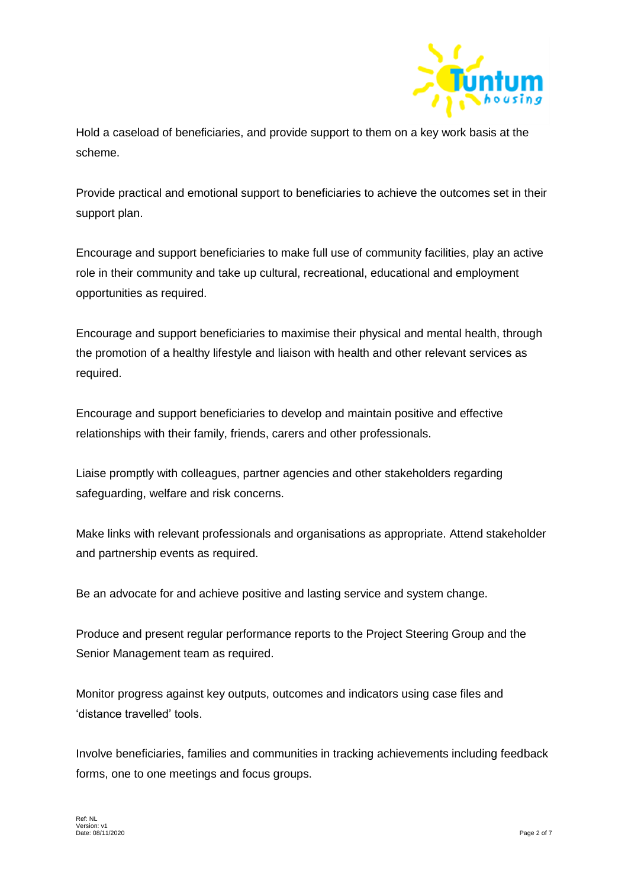Hold a caseload of beneficiaries, and provide support to them on a key work basis at the scheme.

Provide practical and emotional support to beneficiaries to achieve the outcomes set in their support plan.

Encourage and support beneficiaries to make full use of community facilities, play an active role in their community and take up cultural, recreational, educational and employment opportunities as required.

Encourage and support beneficiaries to maximise their physical and mental health, through the promotion of a healthy lifestyle and liaison with health and other relevant services as required.

Encourage and support beneficiaries to develop and maintain positive and effective relationships with their family, friends, carers and other professionals.

Liaise promptly with colleagues, partner agencies and other stakeholders regarding safeguarding, welfare and risk concerns.

Make links with relevant professionals and organisations as appropriate. Attend stakeholder and partnership events as required.

Be an advocate for and achieve positive and lasting service and system change.

Produce and present regular performance reports to the Project Steering Group and the Senior Management team as required.

Monitor progress against key outputs, outcomes and indicators using case files and 'distance travelled' tools.

Involve beneficiaries, families and communities in tracking achievements including feedback forms, one to one meetings and focus groups.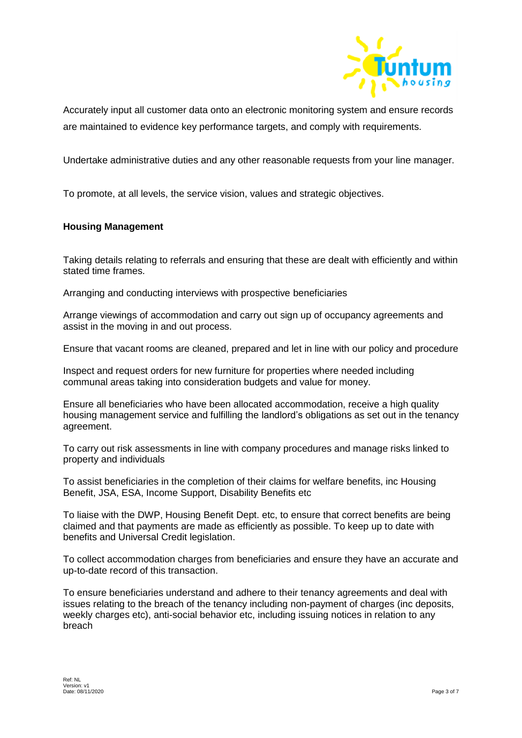Accurately input all customer data onto an electronic monitoring system and ensure records are maintained to evidence key performance targets, and comply with requirements.

Undertake administrative duties and any other reasonable requests from your line manager.

To promote, at all levels, the service vision, values and strategic objectives.

**Housing Management**

Taking details relating to referrals and ensuring that these are dealt with efficiently and within stated time frames.

Arranging and conducting interviews with prospective beneficiaries

Arrange viewings of accommodation and carry out sign up of occupancy agreements and assist in the moving in and out process.

Ensure that vacant rooms are cleaned, prepared and let in line with our policy and procedure

Inspect and request orders for new furniture for properties where needed including communal areas taking into consideration budgets and value for money.

Ensure all beneficiaries who have been allocated accommodation, receive a high quality housing management service and fulfilling the landlord's obligations as set out in the tenancy agreement.

To carry out risk assessments in line with company procedures and manage risks linked to property and individuals

To assist beneficiaries in the completion of their claims for welfare benefits, inc Housing Benefit, JSA, ESA, Income Support, Disability Benefits etc

To liaise with the DWP, Housing Benefit Dept. etc, to ensure that correct benefits are being claimed and that payments are made as efficiently as possible. To keep up to date with benefits and Universal Credit legislation.

To collect accommodation charges from beneficiaries and ensure they have an accurate and up-to-date record of this transaction.

To ensure beneficiaries understand and adhere to their tenancy agreements and deal with issues relating to the breach of the tenancy including non-payment of charges (inc deposits, weekly charges etc), anti-social behavior etc, including issuing notices in relation to any breach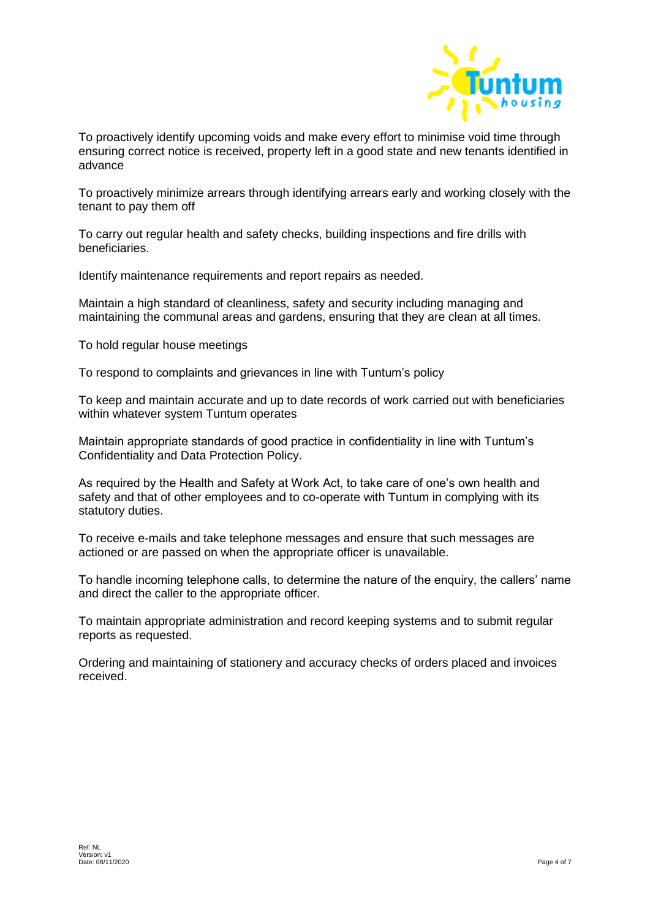To proactively identify upcoming voids and make every effort to minimise void time through ensuring correct notice is received, property left in a good state and new tenants identified in advance

To proactively minimize arrears through identifying arrears early and working closely with the tenant to pay them off

To carry out regular health and safety checks, building inspections and fire drills with beneficiaries.

Identify maintenance requirements and report repairs as needed.

Maintain a high standard of cleanliness, safety and security including managing and maintaining the communal areas and gardens, ensuring that they are clean at all times.

To hold regular house meetings

To respond to complaints and grievances in line with Tuntum's policy

To keep and maintain accurate and up to date records of work carried out with beneficiaries within whatever system Tuntum operates

Maintain appropriate standards of good practice in confidentiality in line with Tuntum's Confidentiality and Data Protection Policy.

As required by the Health and Safety at Work Act, to take care of one's own health and safety and that of other employees and to co-operate with Tuntum in complying with its statutory duties.

To receive e-mails and take telephone messages and ensure that such messages are actioned or are passed on when the appropriate officer is unavailable.

To handle incoming telephone calls, to determine the nature of the enquiry, the callers' name and direct the caller to the appropriate officer.

To maintain appropriate administration and record keeping systems and to submit regular reports as requested.

Ordering and maintaining of stationery and accuracy checks of orders placed and invoices received.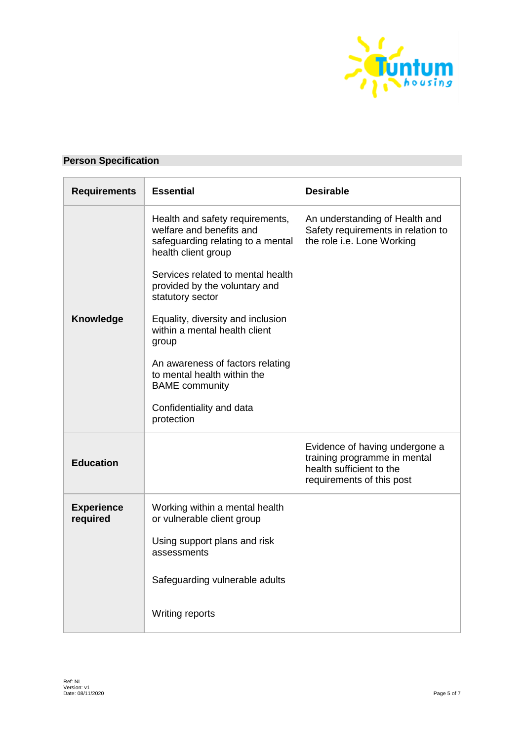## Person Specification

| Requirements | Essential | Desirable |
|---|---|---|
| **Knowledge** | Health and safety requirements, welfare and benefits and safeguarding relating to a mental health client group<br><br>Services related to mental health provided by the voluntary and statutory sector<br><br>Equality, diversity and inclusion within a mental health client group<br><br>An awareness of factors relating to mental health within the BAME community<br><br>Confidentiality and data protection | An understanding of Health and Safety requirements in relation to the role i.e. Lone Working |
| **Education** | | Evidence of having undergone a training programme in mental health sufficient to the requirements of this post |
| **Experience required** | Working within a mental health or vulnerable client group<br><br>Using support plans and risk assessments<br><br>Safeguarding vulnerable adults<br><br>Writing reports | |

Ref: NL
Version: v1
Date: 08/11/2020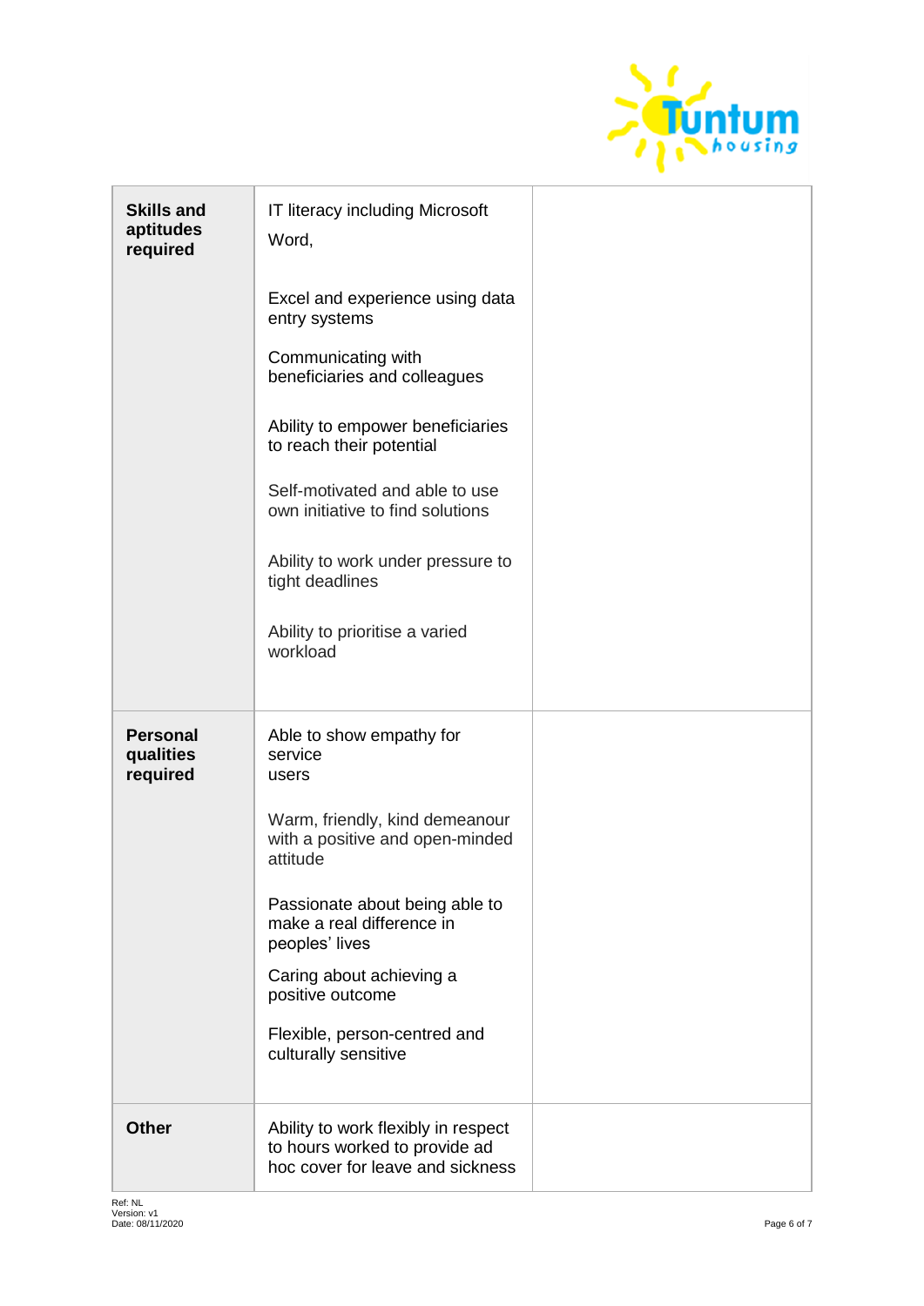| | | |
|---|---|---|
| **Skills and aptitudes required** | IT literacy including Microsoft Word,<br><br>Excel and experience using data entry systems<br><br>Communicating with beneficiaries and colleagues<br><br>Ability to empower beneficiaries to reach their potential<br><br>Self-motivated and able to use own initiative to find solutions<br><br>Ability to work under pressure to tight deadlines<br><br>Ability to prioritise a varied workload | |
| **Personal qualities required** | Able to show empathy for service users<br><br>Warm, friendly, kind demeanour with a positive and open-minded attitude<br><br>Passionate about being able to make a real difference in peoples' lives<br><br>Caring about achieving a positive outcome<br><br>Flexible, person-centred and culturally sensitive | |
| **Other** | Ability to work flexibly in respect to hours worked to provide ad hoc cover for leave and sickness | |

Ref: NL
Version: v1
Date: 08/11/2020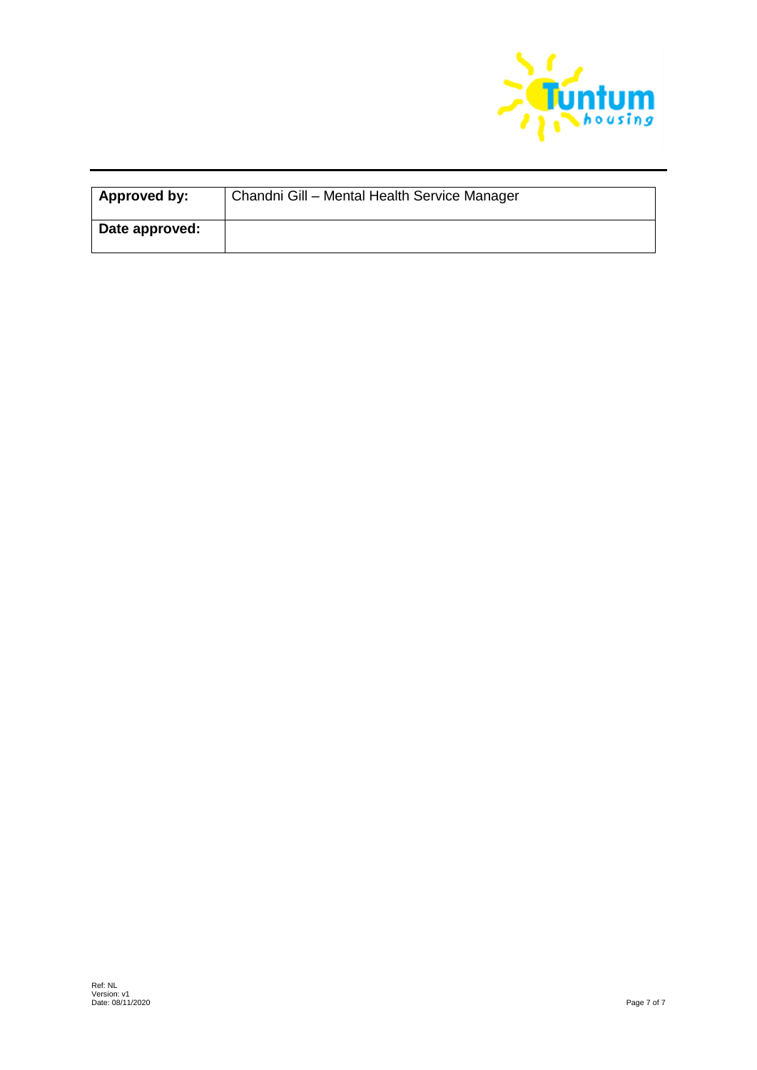| | |
|---|---|
| **Approved by:** | Chandni Gill – Mental Health Service Manager |
| **Date approved:** | |